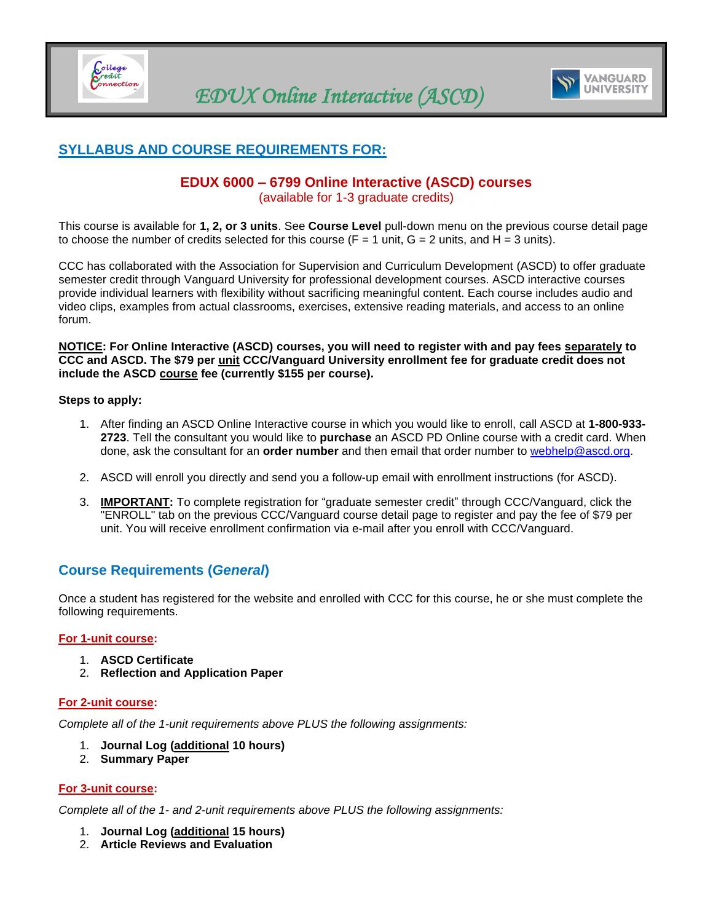# EDUX Online Interactive (ASCD)

## SYLLABUS AND COURSE REQUIREMENTS FOR:

### EDUX 6000 – 6799 Online Interactive (ASCD) courses
(available for 1-3 graduate credits)

This course is available for **1, 2, or 3 units**. See **Course Level** pull-down menu on the previous course detail page to choose the number of credits selected for this course (F = 1 unit, G = 2 units, and H = 3 units).

CCC has collaborated with the Association for Supervision and Curriculum Development (ASCD) to offer graduate semester credit through Vanguard University for professional development courses. ASCD interactive courses provide individual learners with flexibility without sacrificing meaningful content. Each course includes audio and video clips, examples from actual classrooms, exercises, extensive reading materials, and access to an online forum.

**NOTICE: For Online Interactive (ASCD) courses, you will need to register with and pay fees separately to CCC and ASCD. The $79 per unit CCC/Vanguard University enrollment fee for graduate credit does not include the ASCD course fee (currently $155 per course).**

**Steps to apply:**

1. After finding an ASCD Online Interactive course in which you would like to enroll, call ASCD at **1-800-933-2723**. Tell the consultant you would like to **purchase** an ASCD PD Online course with a credit card. When done, ask the consultant for an **order number** and then email that order number to webhelp@ascd.org.
2. ASCD will enroll you directly and send you a follow-up email with enrollment instructions (for ASCD).
3. **IMPORTANT:** To complete registration for "graduate semester credit" through CCC/Vanguard, click the "ENROLL" tab on the previous CCC/Vanguard course detail page to register and pay the fee of $79 per unit. You will receive enrollment confirmation via e-mail after you enroll with CCC/Vanguard.

## Course Requirements (*General*)

Once a student has registered for the website and enrolled with CCC for this course, he or she must complete the following requirements.

**For 1-unit course:**

1. **ASCD Certificate**
2. **Reflection and Application Paper**

**For 2-unit course:**

*Complete all of the 1-unit requirements above PLUS the following assignments:*

1. **Journal Log (additional 10 hours)**
2. **Summary Paper**

**For 3-unit course:**

*Complete all of the 1- and 2-unit requirements above PLUS the following assignments:*

1. **Journal Log (additional 15 hours)**
2. **Article Reviews and Evaluation**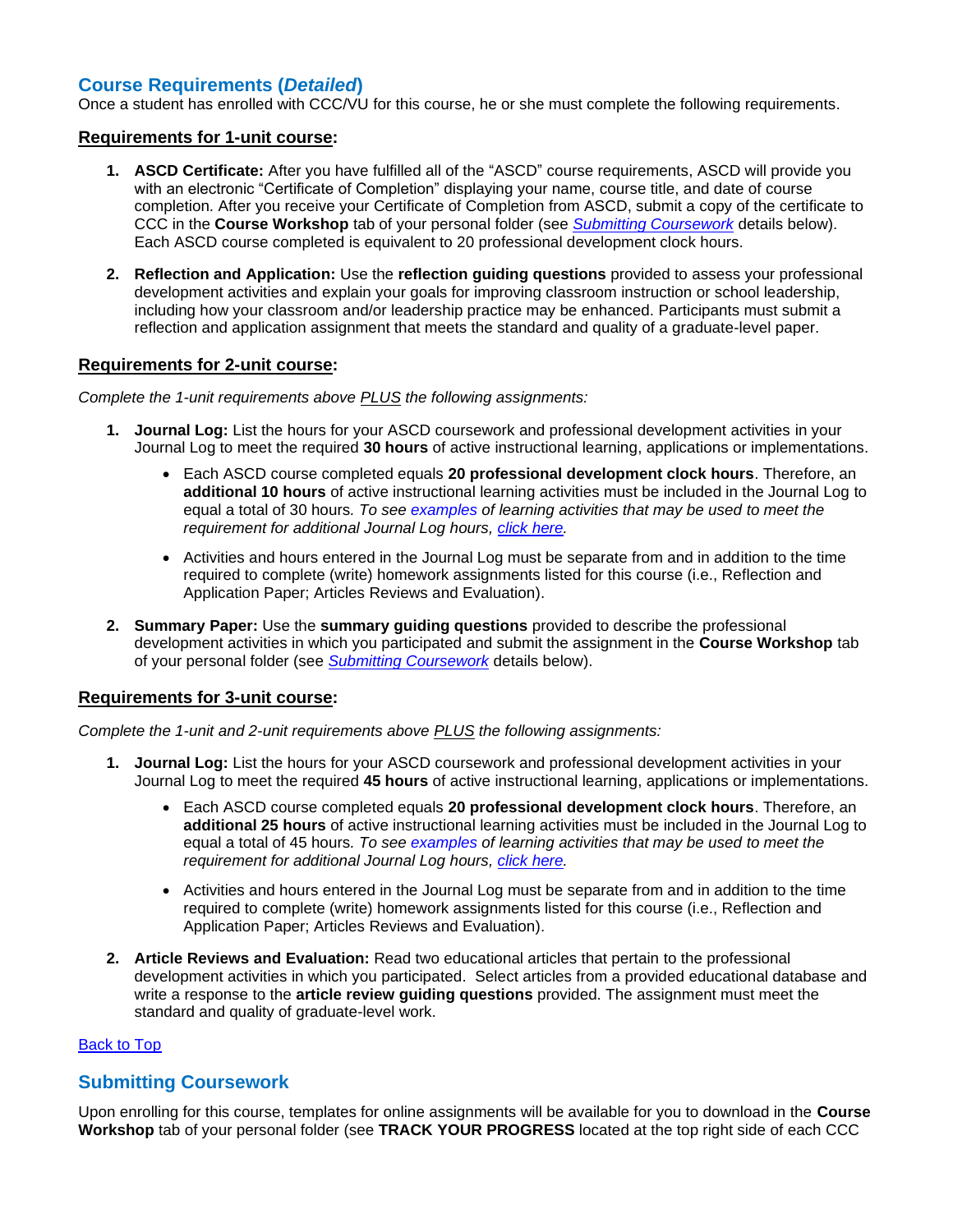## Course Requirements (*Detailed*)

Once a student has enrolled with CCC/VU for this course, he or she must complete the following requirements.

### <u>Requirements for 1-unit course</u>:

1. **ASCD Certificate:** After you have fulfilled all of the "ASCD" course requirements, ASCD will provide you with an electronic "Certificate of Completion" displaying your name, course title, and date of course completion. After you receive your Certificate of Completion from ASCD, submit a copy of the certificate to CCC in the **Course Workshop** tab of your personal folder (see *Submitting Coursework* details below). Each ASCD course completed is equivalent to 20 professional development clock hours.

2. **Reflection and Application:** Use the **reflection guiding questions** provided to assess your professional development activities and explain your goals for improving classroom instruction or school leadership, including how your classroom and/or leadership practice may be enhanced. Participants must submit a reflection and application assignment that meets the standard and quality of a graduate-level paper.

### <u>Requirements for 2-unit course</u>:

*Complete the 1-unit requirements above <u>PLUS</u> the following assignments:*

1. **Journal Log:** List the hours for your ASCD coursework and professional development activities in your Journal Log to meet the required **30 hours** of active instructional learning, applications or implementations.
   - Each ASCD course completed equals **20 professional development clock hours**. Therefore, an **additional 10 hours** of active instructional learning activities must be included in the Journal Log to equal a total of 30 hours*. To see examples of learning activities that may be used to meet the requirement for additional Journal Log hours, click here.*
   - Activities and hours entered in the Journal Log must be separate from and in addition to the time required to complete (write) homework assignments listed for this course (i.e., Reflection and Application Paper; Articles Reviews and Evaluation).

2. **Summary Paper:** Use the **summary guiding questions** provided to describe the professional development activities in which you participated and submit the assignment in the **Course Workshop** tab of your personal folder (see *Submitting Coursework* details below).

### <u>Requirements for 3-unit course</u>:

*Complete the 1-unit and 2-unit requirements above <u>PLUS</u> the following assignments:*

1. **Journal Log:** List the hours for your ASCD coursework and professional development activities in your Journal Log to meet the required **45 hours** of active instructional learning, applications or implementations.
   - Each ASCD course completed equals **20 professional development clock hours**. Therefore, an **additional 25 hours** of active instructional learning activities must be included in the Journal Log to equal a total of 45 hours*. To see examples of learning activities that may be used to meet the requirement for additional Journal Log hours, click here.*
   - Activities and hours entered in the Journal Log must be separate from and in addition to the time required to complete (write) homework assignments listed for this course (i.e., Reflection and Application Paper; Articles Reviews and Evaluation).

2. **Article Reviews and Evaluation:** Read two educational articles that pertain to the professional development activities in which you participated. Select articles from a provided educational database and write a response to the **article review guiding questions** provided. The assignment must meet the standard and quality of graduate-level work.

Back to Top

## Submitting Coursework

Upon enrolling for this course, templates for online assignments will be available for you to download in the **Course Workshop** tab of your personal folder (see **TRACK YOUR PROGRESS** located at the top right side of each CCC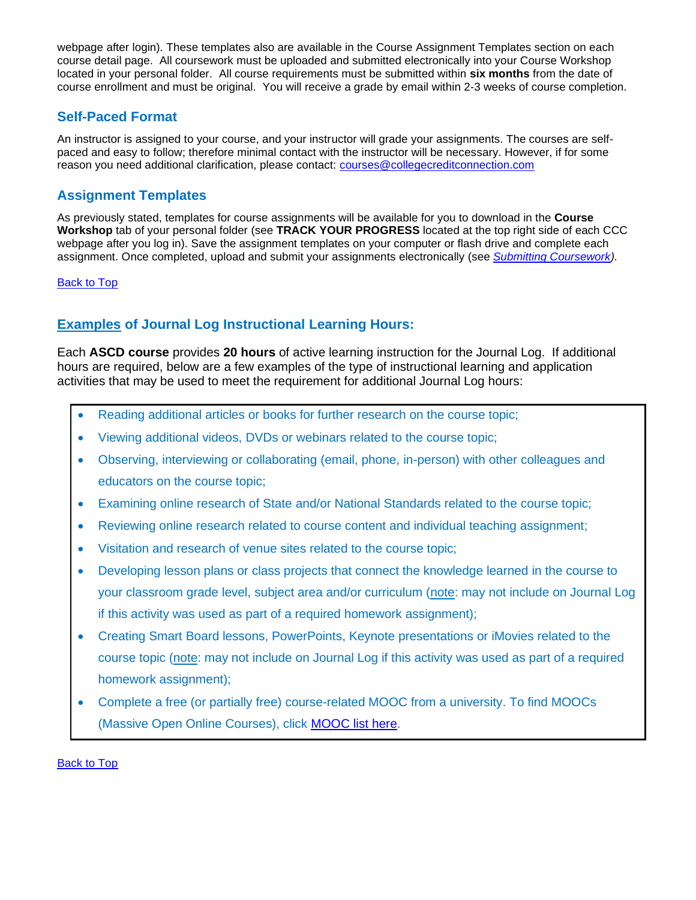webpage after login). These templates also are available in the Course Assignment Templates section on each course detail page. All coursework must be uploaded and submitted electronically into your Course Workshop located in your personal folder. All course requirements must be submitted within **six months** from the date of course enrollment and must be original. You will receive a grade by email within 2-3 weeks of course completion.

## Self-Paced Format

An instructor is assigned to your course, and your instructor will grade your assignments. The courses are self-paced and easy to follow; therefore minimal contact with the instructor will be necessary. However, if for some reason you need additional clarification, please contact: courses@collegecreditconnection.com

## Assignment Templates

As previously stated, templates for course assignments will be available for you to download in the **Course Workshop** tab of your personal folder (see **TRACK YOUR PROGRESS** located at the top right side of each CCC webpage after you log in). Save the assignment templates on your computer or flash drive and complete each assignment. Once completed, upload and submit your assignments electronically (see *Submitting Coursework*).

Back to Top

## Examples of Journal Log Instructional Learning Hours:

Each **ASCD course** provides **20 hours** of active learning instruction for the Journal Log. If additional hours are required, below are a few examples of the type of instructional learning and application activities that may be used to meet the requirement for additional Journal Log hours:

- Reading additional articles or books for further research on the course topic;
- Viewing additional videos, DVDs or webinars related to the course topic;
- Observing, interviewing or collaborating (email, phone, in-person) with other colleagues and educators on the course topic;
- Examining online research of State and/or National Standards related to the course topic;
- Reviewing online research related to course content and individual teaching assignment;
- Visitation and research of venue sites related to the course topic;
- Developing lesson plans or class projects that connect the knowledge learned in the course to your classroom grade level, subject area and/or curriculum (note: may not include on Journal Log if this activity was used as part of a required homework assignment);
- Creating Smart Board lessons, PowerPoints, Keynote presentations or iMovies related to the course topic (note: may not include on Journal Log if this activity was used as part of a required homework assignment);
- Complete a free (or partially free) course-related MOOC from a university. To find MOOCs (Massive Open Online Courses), click MOOC list here.

Back to Top